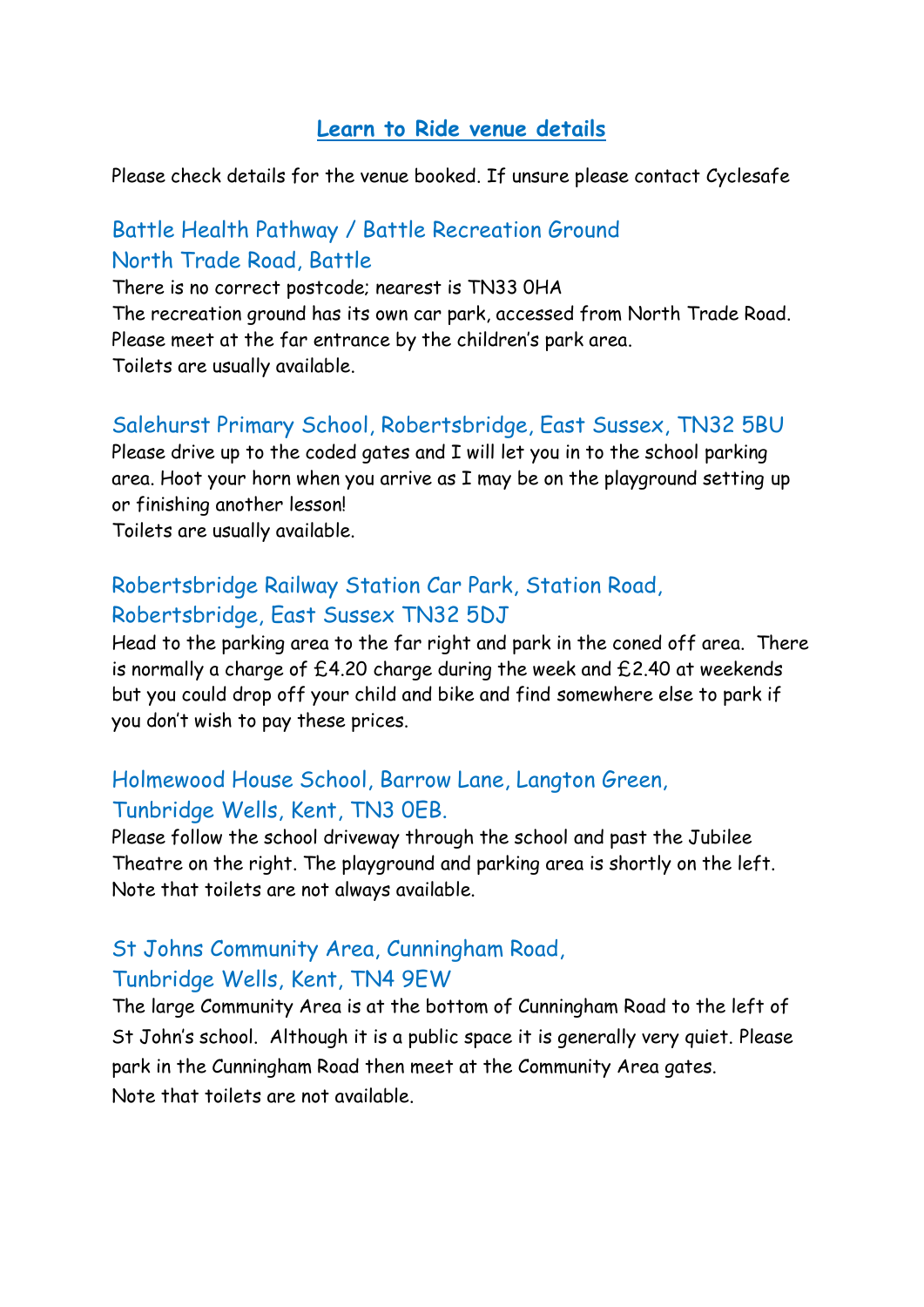# Learn to Ride venue details

Please check details for the venue booked. If unsure please contact Cyclesafe

## Battle Health Pathway / Battle Recreation Ground
## North Trade Road, Battle

There is no correct postcode; nearest is TN33 0HA
The recreation ground has its own car park, accessed from North Trade Road.
Please meet at the far entrance by the children's park area.
Toilets are usually available.

## Salehurst Primary School, Robertsbridge, East Sussex, TN32 5BU

Please drive up to the coded gates and I will let you in to the school parking area. Hoot your horn when you arrive as I may be on the playground setting up or finishing another lesson!
Toilets are usually available.

## Robertsbridge Railway Station Car Park, Station Road, Robertsbridge, East Sussex TN32 5DJ

Head to the parking area to the far right and park in the coned off area. There is normally a charge of £4.20 charge during the week and £2.40 at weekends but you could drop off your child and bike and find somewhere else to park if you don't wish to pay these prices.

## Holmewood House School, Barrow Lane, Langton Green, Tunbridge Wells, Kent, TN3 0EB.

Please follow the school driveway through the school and past the Jubilee Theatre on the right. The playground and parking area is shortly on the left. Note that toilets are not always available.

## St Johns Community Area, Cunningham Road, Tunbridge Wells, Kent, TN4 9EW

The large Community Area is at the bottom of Cunningham Road to the left of St John's school. Although it is a public space it is generally very quiet. Please park in the Cunningham Road then meet at the Community Area gates.
Note that toilets are not available.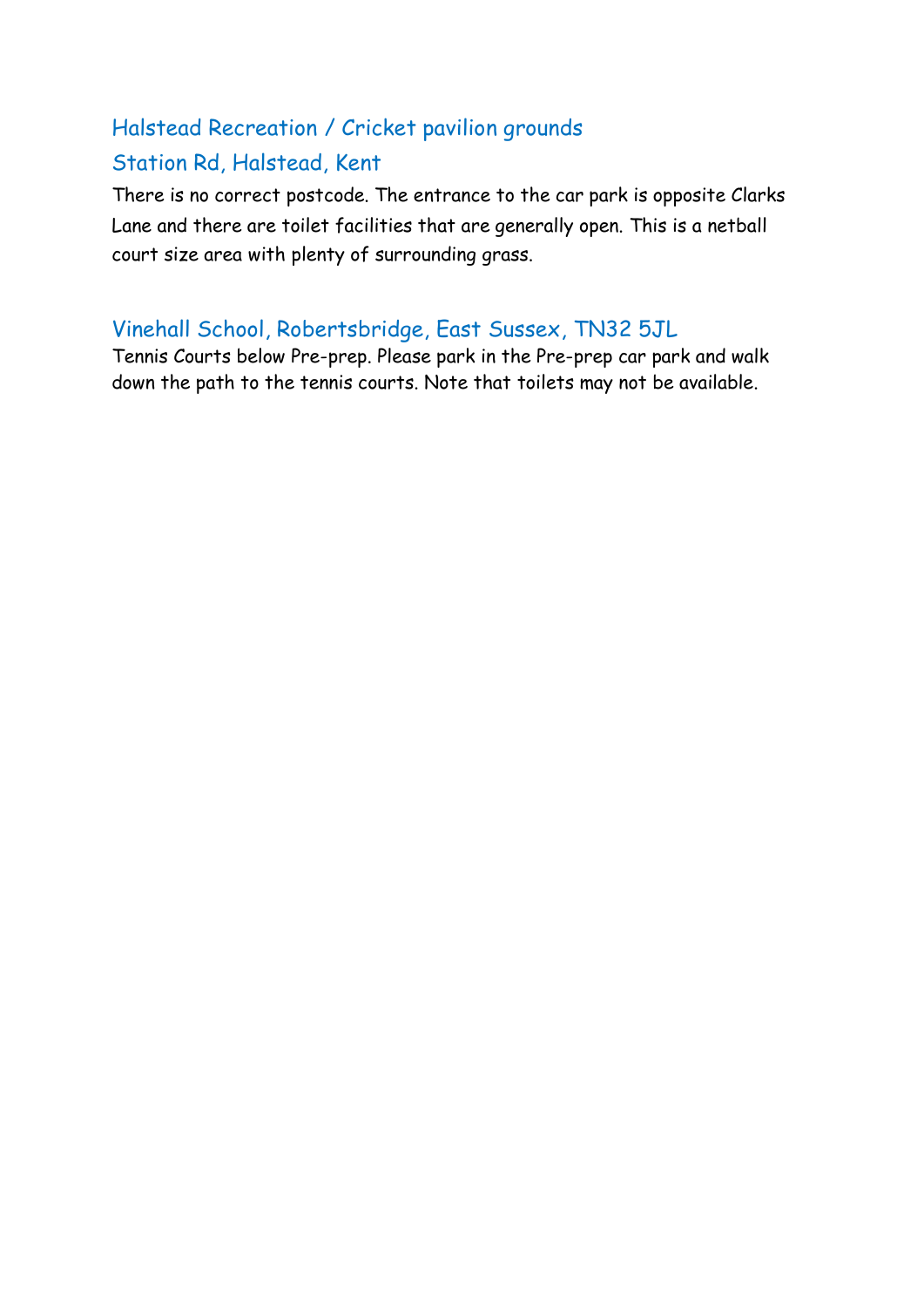## Halstead Recreation / Cricket pavilion grounds

## Station Rd, Halstead, Kent

There is no correct postcode. The entrance to the car park is opposite Clarks Lane and there are toilet facilities that are generally open. This is a netball court size area with plenty of surrounding grass.

## Vinehall School, Robertsbridge, East Sussex, TN32 5JL

Tennis Courts below Pre-prep. Please park in the Pre-prep car park and walk down the path to the tennis courts. Note that toilets may not be available.